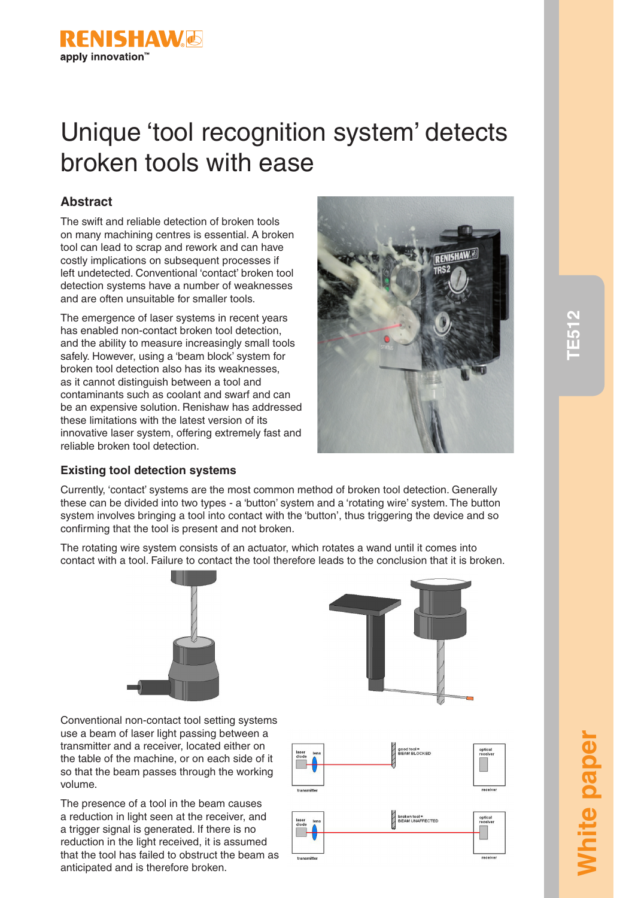# Unique 'tool recognition system' detects broken tools with ease

## Abstract

The swift and reliable detection of broken tools on many machining centres is essential. A broken tool can lead to scrap and rework and can have costly implications on subsequent processes if left undetected. Conventional 'contact' broken tool detection systems have a number of weaknesses and are often unsuitable for smaller tools.

The emergence of laser systems in recent years has enabled non-contact broken tool detection, and the ability to measure increasingly small tools safely. However, using a 'beam block' system for broken tool detection also has its weaknesses, as it cannot distinguish between a tool and contaminants such as coolant and swarf and can be an expensive solution. Renishaw has addressed these limitations with the latest version of its innovative laser system, offering extremely fast and reliable broken tool detection.

## Existing tool detection systems

Currently, 'contact' systems are the most common method of broken tool detection. Generally these can be divided into two types - a 'button' system and a 'rotating wire' system. The button system involves bringing a tool into contact with the 'button', thus triggering the device and so confirming that the tool is present and not broken.

The rotating wire system consists of an actuator, which rotates a wand until it comes into contact with a tool. Failure to contact the tool therefore leads to the conclusion that it is broken.

Conventional non-contact tool setting systems use a beam of laser light passing between a transmitter and a receiver, located either on the table of the machine, or on each side of it so that the beam passes through the working volume.

The presence of a tool in the beam causes a reduction in light seen at the receiver, and a trigger signal is generated. If there is no reduction in the light received, it is assumed that the tool has failed to obstruct the beam as anticipated and is therefore broken.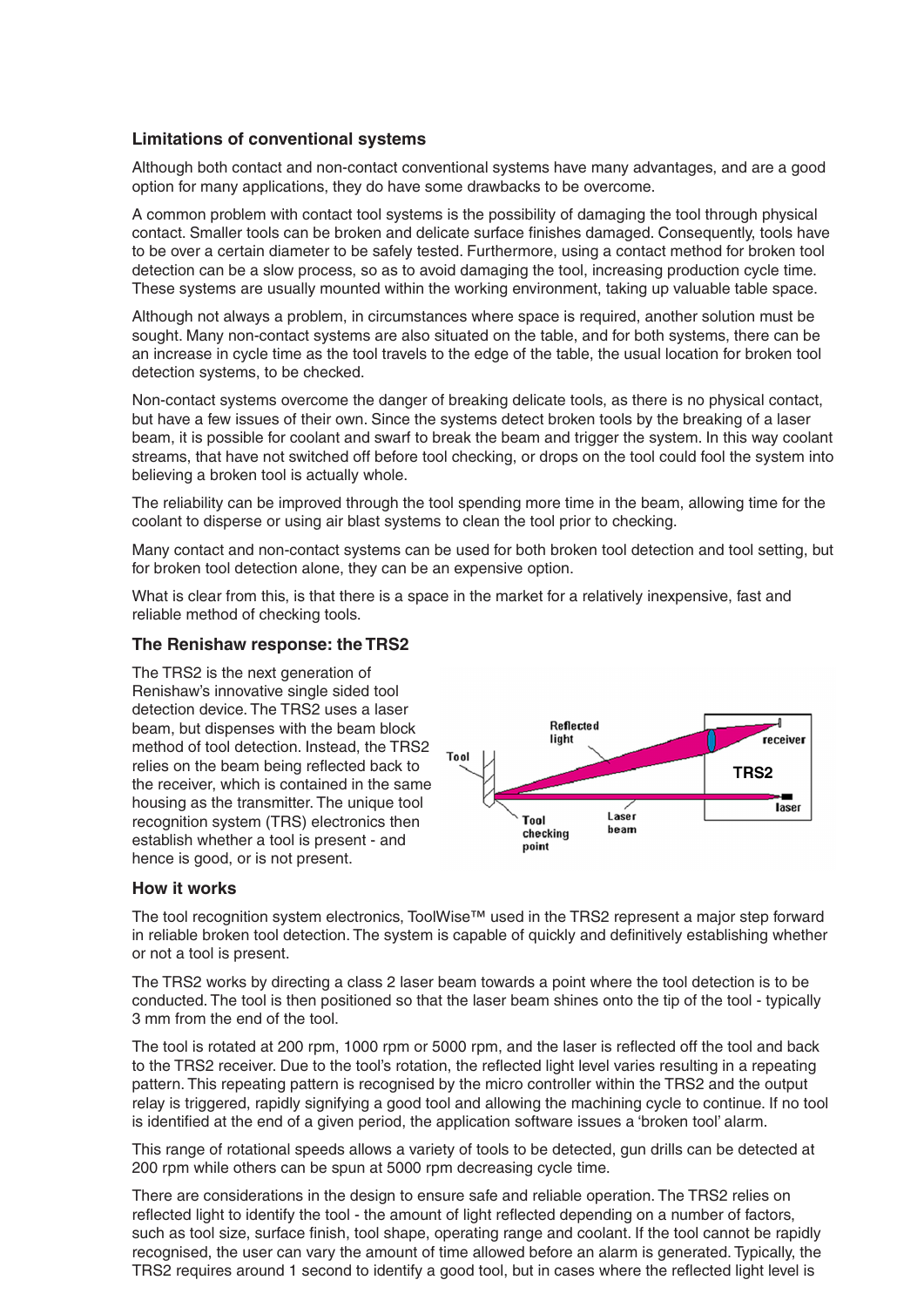## Limitations of conventional systems

Although both contact and non-contact conventional systems have many advantages, and are a good option for many applications, they do have some drawbacks to be overcome.

A common problem with contact tool systems is the possibility of damaging the tool through physical contact. Smaller tools can be broken and delicate surface finishes damaged. Consequently, tools have to be over a certain diameter to be safely tested. Furthermore, using a contact method for broken tool detection can be a slow process, so as to avoid damaging the tool, increasing production cycle time. These systems are usually mounted within the working environment, taking up valuable table space.

Although not always a problem, in circumstances where space is required, another solution must be sought. Many non-contact systems are also situated on the table, and for both systems, there can be an increase in cycle time as the tool travels to the edge of the table, the usual location for broken tool detection systems, to be checked.

Non-contact systems overcome the danger of breaking delicate tools, as there is no physical contact, but have a few issues of their own. Since the systems detect broken tools by the breaking of a laser beam, it is possible for coolant and swarf to break the beam and trigger the system. In this way coolant streams, that have not switched off before tool checking, or drops on the tool could fool the system into believing a broken tool is actually whole.

The reliability can be improved through the tool spending more time in the beam, allowing time for the coolant to disperse or using air blast systems to clean the tool prior to checking.

Many contact and non-contact systems can be used for both broken tool detection and tool setting, but for broken tool detection alone, they can be an expensive option.

What is clear from this, is that there is a space in the market for a relatively inexpensive, fast and reliable method of checking tools.

## The Renishaw response: the TRS2

The TRS2 is the next generation of Renishaw's innovative single sided tool detection device. The TRS2 uses a laser beam, but dispenses with the beam block method of tool detection. Instead, the TRS2 relies on the beam being reflected back to the receiver, which is contained in the same housing as the transmitter. The unique tool recognition system (TRS) electronics then establish whether a tool is present - and hence is good, or is not present.

## How it works

The tool recognition system electronics, ToolWise™ used in the TRS2 represent a major step forward in reliable broken tool detection. The system is capable of quickly and definitively establishing whether or not a tool is present.

The TRS2 works by directing a class 2 laser beam towards a point where the tool detection is to be conducted. The tool is then positioned so that the laser beam shines onto the tip of the tool - typically 3 mm from the end of the tool.

The tool is rotated at 200 rpm, 1000 rpm or 5000 rpm, and the laser is reflected off the tool and back to the TRS2 receiver. Due to the tool's rotation, the reflected light level varies resulting in a repeating pattern. This repeating pattern is recognised by the micro controller within the TRS2 and the output relay is triggered, rapidly signifying a good tool and allowing the machining cycle to continue. If no tool is identified at the end of a given period, the application software issues a 'broken tool' alarm.

This range of rotational speeds allows a variety of tools to be detected, gun drills can be detected at 200 rpm while others can be spun at 5000 rpm decreasing cycle time.

There are considerations in the design to ensure safe and reliable operation. The TRS2 relies on reflected light to identify the tool - the amount of light reflected depending on a number of factors, such as tool size, surface finish, tool shape, operating range and coolant. If the tool cannot be rapidly recognised, the user can vary the amount of time allowed before an alarm is generated. Typically, the TRS2 requires around 1 second to identify a good tool, but in cases where the reflected light level is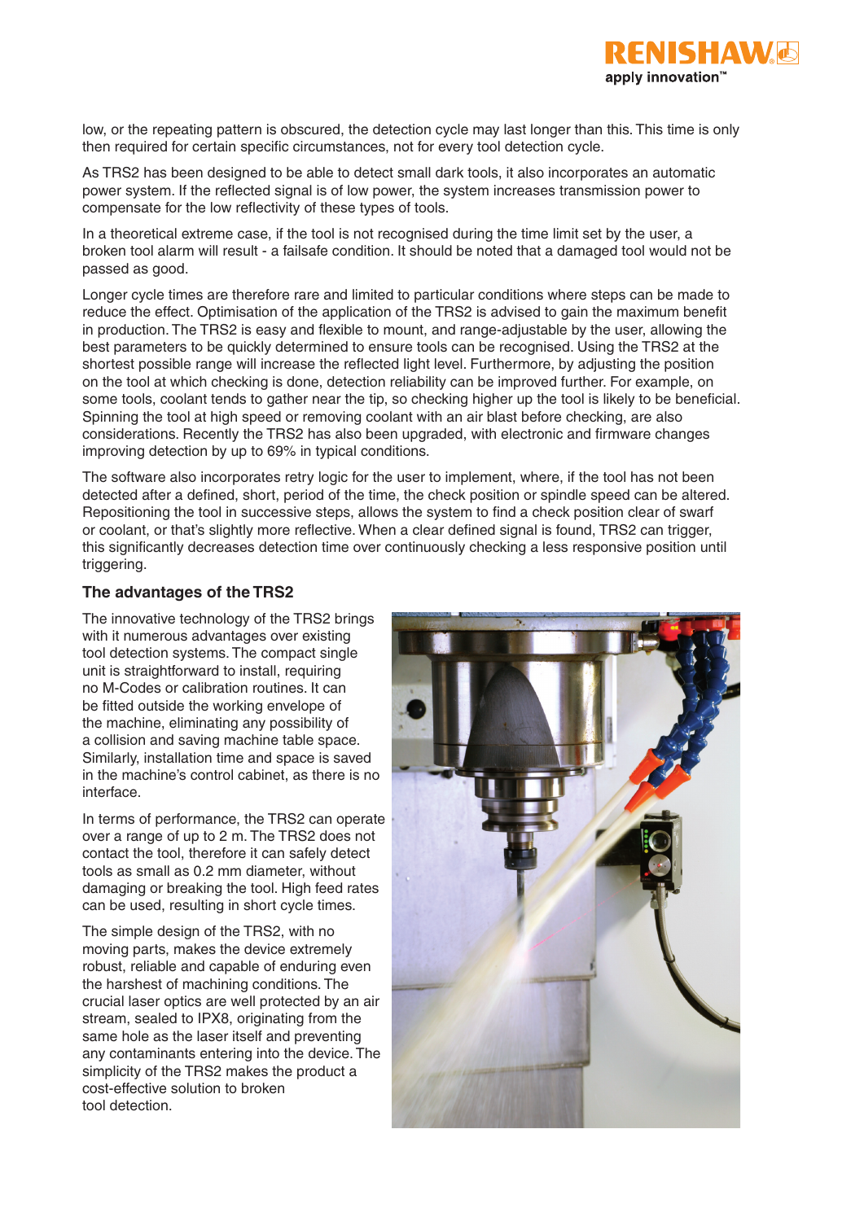low, or the repeating pattern is obscured, the detection cycle may last longer than this. This time is only then required for certain specific circumstances, not for every tool detection cycle.

As TRS2 has been designed to be able to detect small dark tools, it also incorporates an automatic power system. If the reflected signal is of low power, the system increases transmission power to compensate for the low reflectivity of these types of tools.

In a theoretical extreme case, if the tool is not recognised during the time limit set by the user, a broken tool alarm will result - a failsafe condition. It should be noted that a damaged tool would not be passed as good.

Longer cycle times are therefore rare and limited to particular conditions where steps can be made to reduce the effect. Optimisation of the application of the TRS2 is advised to gain the maximum benefit in production. The TRS2 is easy and flexible to mount, and range-adjustable by the user, allowing the best parameters to be quickly determined to ensure tools can be recognised. Using the TRS2 at the shortest possible range will increase the reflected light level. Furthermore, by adjusting the position on the tool at which checking is done, detection reliability can be improved further. For example, on some tools, coolant tends to gather near the tip, so checking higher up the tool is likely to be beneficial. Spinning the tool at high speed or removing coolant with an air blast before checking, are also considerations. Recently the TRS2 has also been upgraded, with electronic and firmware changes improving detection by up to 69% in typical conditions.

The software also incorporates retry logic for the user to implement, where, if the tool has not been detected after a defined, short, period of the time, the check position or spindle speed can be altered. Repositioning the tool in successive steps, allows the system to find a check position clear of swarf or coolant, or that's slightly more reflective. When a clear defined signal is found, TRS2 can trigger, this significantly decreases detection time over continuously checking a less responsive position until triggering.

### The advantages of the TRS2

The innovative technology of the TRS2 brings with it numerous advantages over existing tool detection systems. The compact single unit is straightforward to install, requiring no M-Codes or calibration routines. It can be fitted outside the working envelope of the machine, eliminating any possibility of a collision and saving machine table space. Similarly, installation time and space is saved in the machine's control cabinet, as there is no interface.

In terms of performance, the TRS2 can operate over a range of up to 2 m. The TRS2 does not contact the tool, therefore it can safely detect tools as small as 0.2 mm diameter, without damaging or breaking the tool. High feed rates can be used, resulting in short cycle times.

The simple design of the TRS2, with no moving parts, makes the device extremely robust, reliable and capable of enduring even the harshest of machining conditions. The crucial laser optics are well protected by an air stream, sealed to IPX8, originating from the same hole as the laser itself and preventing any contaminants entering into the device. The simplicity of the TRS2 makes the product a cost-effective solution to broken tool detection.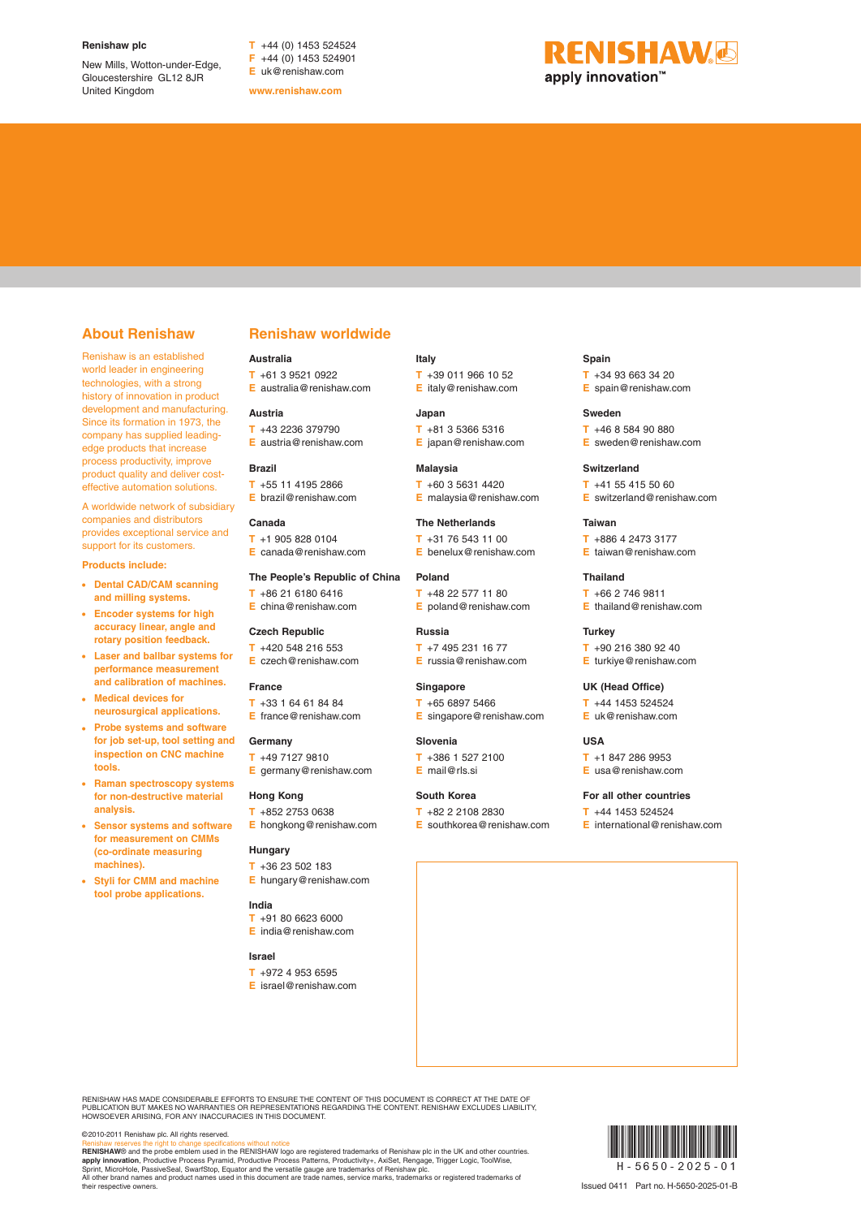**Renishaw plc**

New Mills, Wotton-under-Edge,
Gloucestershire GL12 8JR
United Kingdom

**T** +44 (0) 1453 524524
**F** +44 (0) 1453 524901
**E** uk@renishaw.com

www.renishaw.com

RENISHAW
apply innovation™

## About Renishaw

Renishaw is an established world leader in engineering technologies, with a strong history of innovation in product development and manufacturing. Since its formation in 1973, the company has supplied leading-edge products that increase process productivity, improve product quality and deliver cost-effective automation solutions.

A worldwide network of subsidiary companies and distributors provides exceptional service and support for its customers.

**Products include:**

- **Dental CAD/CAM scanning and milling systems.**
- **Encoder systems for high accuracy linear, angle and rotary position feedback.**
- **Laser and ballbar systems for performance measurement and calibration of machines.**
- **Medical devices for neurosurgical applications.**
- **Probe systems and software for job set-up, tool setting and inspection on CNC machine tools.**
- **Raman spectroscopy systems for non-destructive material analysis.**
- **Sensor systems and software for measurement on CMMs (co-ordinate measuring machines).**
- **Styli for CMM and machine tool probe applications.**

## Renishaw worldwide

**Australia**
**T** +61 3 9521 0922
**E** australia@renishaw.com

**Austria**
**T** +43 2236 379790
**E** austria@renishaw.com

**Brazil**
**T** +55 11 4195 2866
**E** brazil@renishaw.com

**Canada**
**T** +1 905 828 0104
**E** canada@renishaw.com

**The People's Republic of China**
**T** +86 21 6180 6416
**E** china@renishaw.com

**Czech Republic**
**T** +420 548 216 553
**E** czech@renishaw.com

**France**
**T** +33 1 64 61 84 84
**E** france@renishaw.com

**Germany**
**T** +49 7127 9810
**E** germany@renishaw.com

**Hong Kong**
**T** +852 2753 0638
**E** hongkong@renishaw.com

**Hungary**
**T** +36 23 502 183
**E** hungary@renishaw.com

**India**
**T** +91 80 6623 6000
**E** india@renishaw.com

**Israel**
**T** +972 4 953 6595
**E** israel@renishaw.com

**Italy**
**T** +39 011 966 10 52
**E** italy@renishaw.com

**Japan**
**T** +81 3 5366 5316
**E** japan@renishaw.com

**Malaysia**
**T** +60 3 5631 4420
**E** malaysia@renishaw.com

**The Netherlands**
**T** +31 76 543 11 00
**E** benelux@renishaw.com

**Poland**
**T** +48 22 577 11 80
**E** poland@renishaw.com

**Russia**
**T** +7 495 231 16 77
**E** russia@renishaw.com

**Singapore**
**T** +65 6897 5466
**E** singapore@renishaw.com

**Slovenia**
**T** +386 1 527 2100
**E** mail@rls.si

**South Korea**
**T** +82 2 2108 2830
**E** southkorea@renishaw.com

**Spain**
**T** +34 93 663 34 20
**E** spain@renishaw.com

**Sweden**
**T** +46 8 584 90 880
**E** sweden@renishaw.com

**Switzerland**
**T** +41 55 415 50 60
**E** switzerland@renishaw.com

**Taiwan**
**T** +886 4 2473 3177
**E** taiwan@renishaw.com

**Thailand**
**T** +66 2 746 9811
**E** thailand@renishaw.com

**Turkey**
**T** +90 216 380 92 40
**E** turkiye@renishaw.com

**UK (Head Office)**
**T** +44 1453 524524
**E** uk@renishaw.com

**USA**
**T** +1 847 286 9953
**E** usa@renishaw.com

**For all other countries**
**T** +44 1453 524524
**E** international@renishaw.com

RENISHAW HAS MADE CONSIDERABLE EFFORTS TO ENSURE THE CONTENT OF THIS DOCUMENT IS CORRECT AT THE DATE OF PUBLICATION BUT MAKES NO WARRANTIES OR REPRESENTATIONS REGARDING THE CONTENT. RENISHAW EXCLUDES LIABILITY, HOWSOEVER ARISING, FOR ANY INACCURACIES IN THIS DOCUMENT.

©2010-2011 Renishaw plc. All rights reserved.
Renishaw reserves the right to change specifications without notice
**RENISHAW®** and the probe emblem used in the RENISHAW logo are registered trademarks of Renishaw plc in the UK and other countries.
**apply innovation**, Productive Process Pyramid, Productive Process Patterns, Productivity+, AxiSet, Rengage, Trigger Logic, ToolWise, Sprint, MicroHole, PassiveSeal, SwarfStop, Equator and the versatile gauge are trademarks of Renishaw plc.
All other brand names and product names used in this document are trade names, service marks, trademarks or registered trademarks of their respective owners.

H-5650-2025-01

Issued 0411 Part no. H-5650-2025-01-B